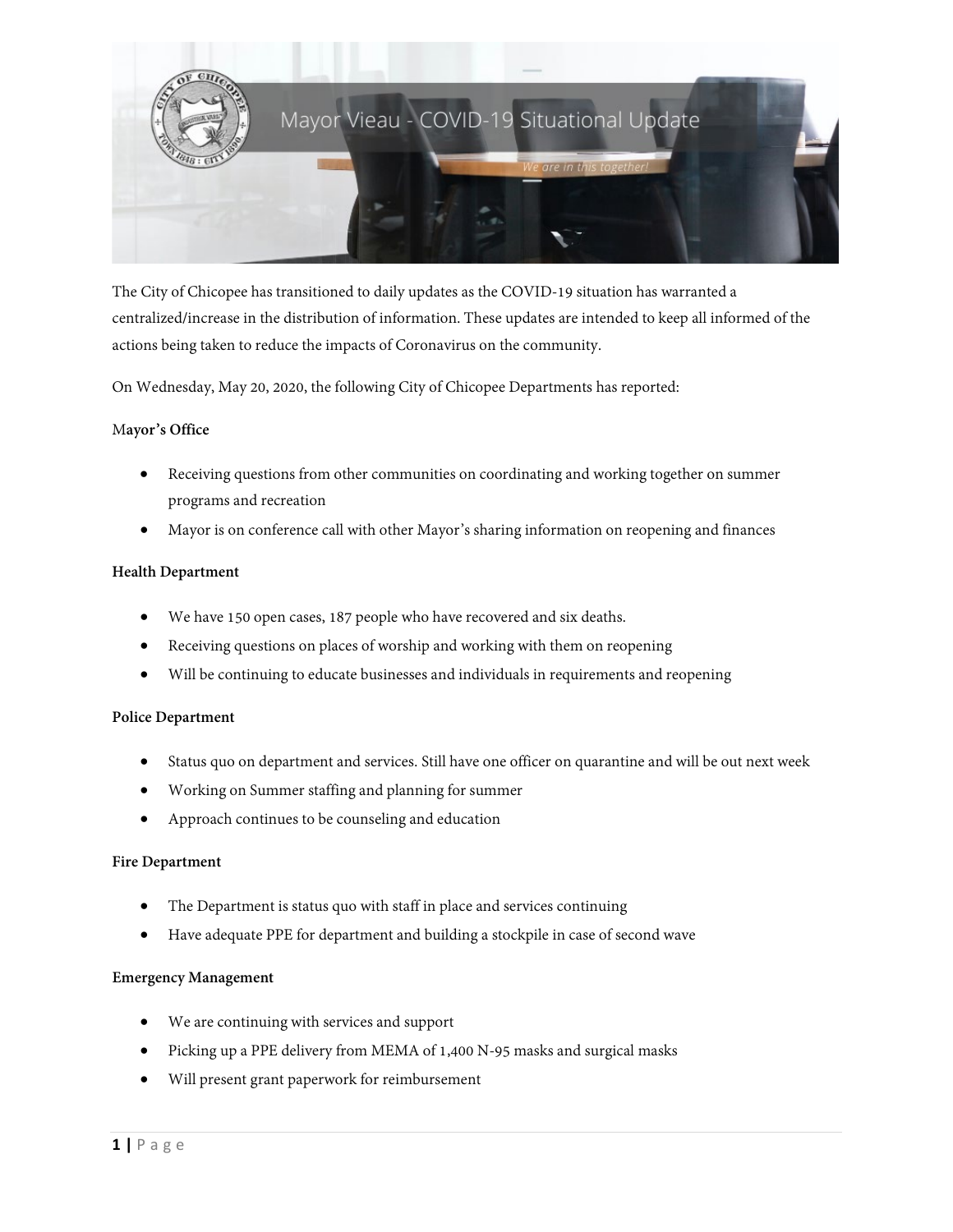# Mayor Vieau - COVID-19 Situational Update

*We are in this together!*

The City of Chicopee has transitioned to daily updates as the COVID-19 situation has warranted a centralized/increase in the distribution of information. These updates are intended to keep all informed of the actions being taken to reduce the impacts of Coronavirus on the community.

On Wednesday, May 20, 2020, the following City of Chicopee Departments has reported:

**Mayor's Office**

- Receiving questions from other communities on coordinating and working together on summer programs and recreation
- Mayor is on conference call with other Mayor's sharing information on reopening and finances

**Health Department**

- We have 150 open cases, 187 people who have recovered and six deaths.
- Receiving questions on places of worship and working with them on reopening
- Will be continuing to educate businesses and individuals in requirements and reopening

**Police Department**

- Status quo on department and services. Still have one officer on quarantine and will be out next week
- Working on Summer staffing and planning for summer
- Approach continues to be counseling and education

**Fire Department**

- The Department is status quo with staff in place and services continuing
- Have adequate PPE for department and building a stockpile in case of second wave

**Emergency Management**

- We are continuing with services and support
- Picking up a PPE delivery from MEMA of 1,400 N-95 masks and surgical masks
- Will present grant paperwork for reimbursement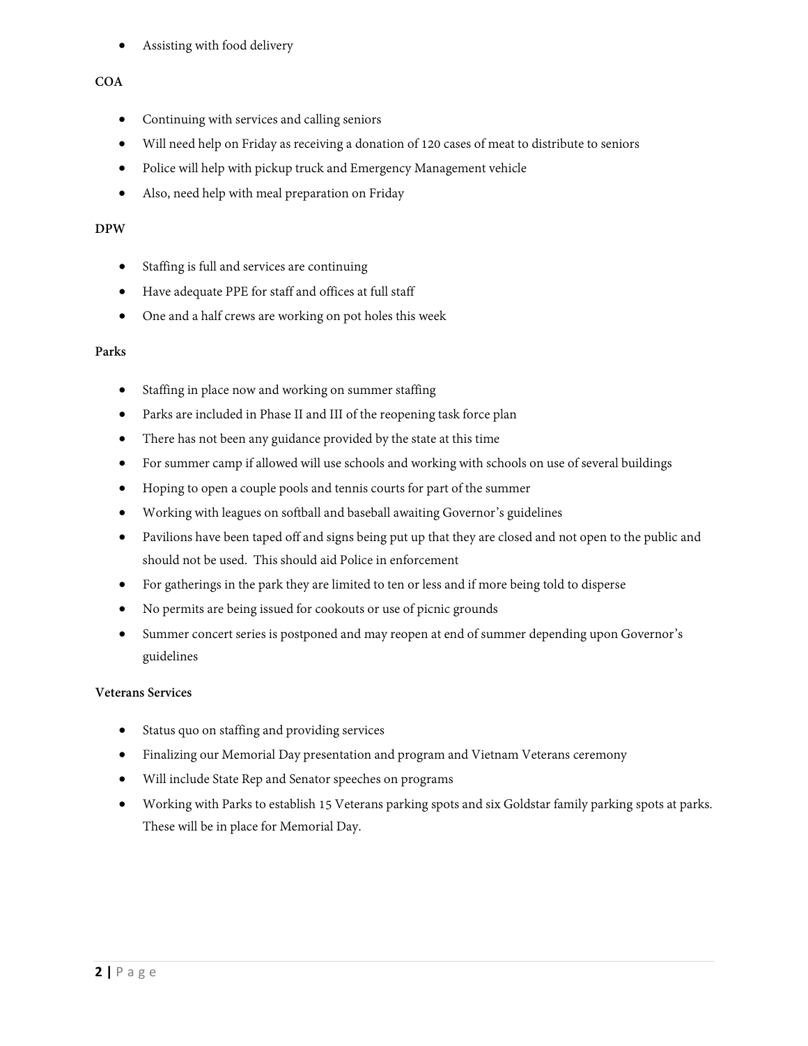- Assisting with food delivery

**COA**

- Continuing with services and calling seniors
- Will need help on Friday as receiving a donation of 120 cases of meat to distribute to seniors
- Police will help with pickup truck and Emergency Management vehicle
- Also, need help with meal preparation on Friday

**DPW**

- Staffing is full and services are continuing
- Have adequate PPE for staff and offices at full staff
- One and a half crews are working on pot holes this week

**Parks**

- Staffing in place now and working on summer staffing
- Parks are included in Phase II and III of the reopening task force plan
- There has not been any guidance provided by the state at this time
- For summer camp if allowed will use schools and working with schools on use of several buildings
- Hoping to open a couple pools and tennis courts for part of the summer
- Working with leagues on softball and baseball awaiting Governor's guidelines
- Pavilions have been taped off and signs being put up that they are closed and not open to the public and should not be used. This should aid Police in enforcement
- For gatherings in the park they are limited to ten or less and if more being told to disperse
- No permits are being issued for cookouts or use of picnic grounds
- Summer concert series is postponed and may reopen at end of summer depending upon Governor's guidelines

**Veterans Services**

- Status quo on staffing and providing services
- Finalizing our Memorial Day presentation and program and Vietnam Veterans ceremony
- Will include State Rep and Senator speeches on programs
- Working with Parks to establish 15 Veterans parking spots and six Goldstar family parking spots at parks. These will be in place for Memorial Day.